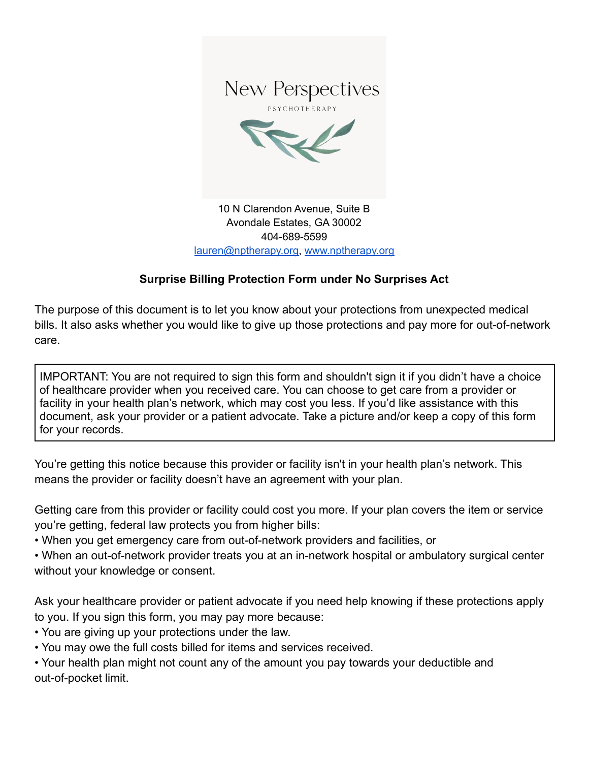New Perspectives

PSYCHOTHERAPY

10 N Clarendon Avenue, Suite B
Avondale Estates, GA 30002
404-689-5599
[lauren@nptherapy.org](mailto:lauren@nptherapy.org), [www.nptherapy.org](http://www.nptherapy.org)

## Surprise Billing Protection Form under No Surprises Act

The purpose of this document is to let you know about your protections from unexpected medical bills. It also asks whether you would like to give up those protections and pay more for out-of-network care.

> IMPORTANT: You are not required to sign this form and shouldn't sign it if you didn't have a choice of healthcare provider when you received care. You can choose to get care from a provider or facility in your health plan's network, which may cost you less. If you'd like assistance with this document, ask your provider or a patient advocate. Take a picture and/or keep a copy of this form for your records.

You're getting this notice because this provider or facility isn't in your health plan's network. This means the provider or facility doesn't have an agreement with your plan.

Getting care from this provider or facility could cost you more. If your plan covers the item or service you're getting, federal law protects you from higher bills:

- When you get emergency care from out-of-network providers and facilities, or
- When an out-of-network provider treats you at an in-network hospital or ambulatory surgical center without your knowledge or consent.

Ask your healthcare provider or patient advocate if you need help knowing if these protections apply to you. If you sign this form, you may pay more because:

- You are giving up your protections under the law.
- You may owe the full costs billed for items and services received.
- Your health plan might not count any of the amount you pay towards your deductible and out-of-pocket limit.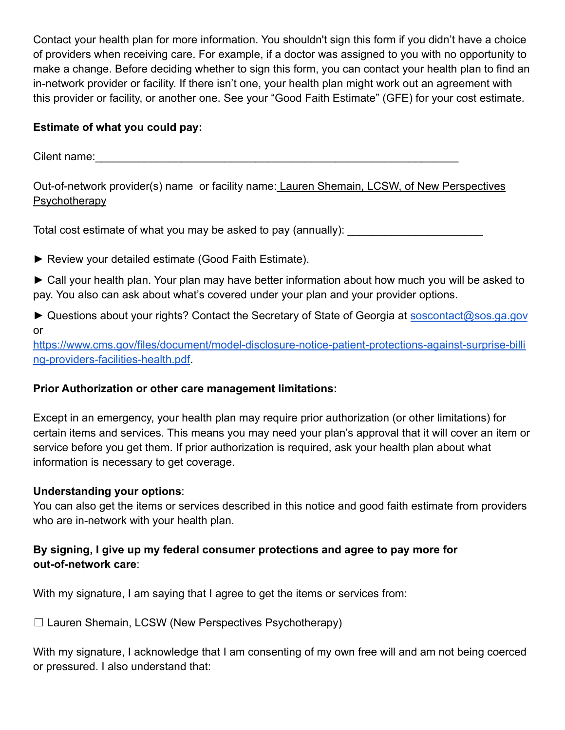Contact your health plan for more information. You shouldn't sign this form if you didn't have a choice of providers when receiving care. For example, if a doctor was assigned to you with no opportunity to make a change. Before deciding whether to sign this form, you can contact your health plan to find an in-network provider or facility. If there isn't one, your health plan might work out an agreement with this provider or facility, or another one. See your "Good Faith Estimate" (GFE) for your cost estimate.

**Estimate of what you could pay:**

Cilent name:____________________________________________________________

Out-of-network provider(s) name or facility name: Lauren Shemain, LCSW, of New Perspectives Psychotherapy

Total cost estimate of what you may be asked to pay (annually): ______________________

► Review your detailed estimate (Good Faith Estimate).

► Call your health plan. Your plan may have better information about how much you will be asked to pay. You also can ask about what's covered under your plan and your provider options.

► Questions about your rights? Contact the Secretary of State of Georgia at soscontact@sos.ga.gov or https://www.cms.gov/files/document/model-disclosure-notice-patient-protections-against-surprise-billing-providers-facilities-health.pdf.

**Prior Authorization or other care management limitations:**

Except in an emergency, your health plan may require prior authorization (or other limitations) for certain items and services. This means you may need your plan's approval that it will cover an item or service before you get them. If prior authorization is required, ask your health plan about what information is necessary to get coverage.

**Understanding your options**:
You can also get the items or services described in this notice and good faith estimate from providers who are in-network with your health plan.

**By signing, I give up my federal consumer protections and agree to pay more for out-of-network care**:

With my signature, I am saying that I agree to get the items or services from:

☐ Lauren Shemain, LCSW (New Perspectives Psychotherapy)

With my signature, I acknowledge that I am consenting of my own free will and am not being coerced or pressured. I also understand that: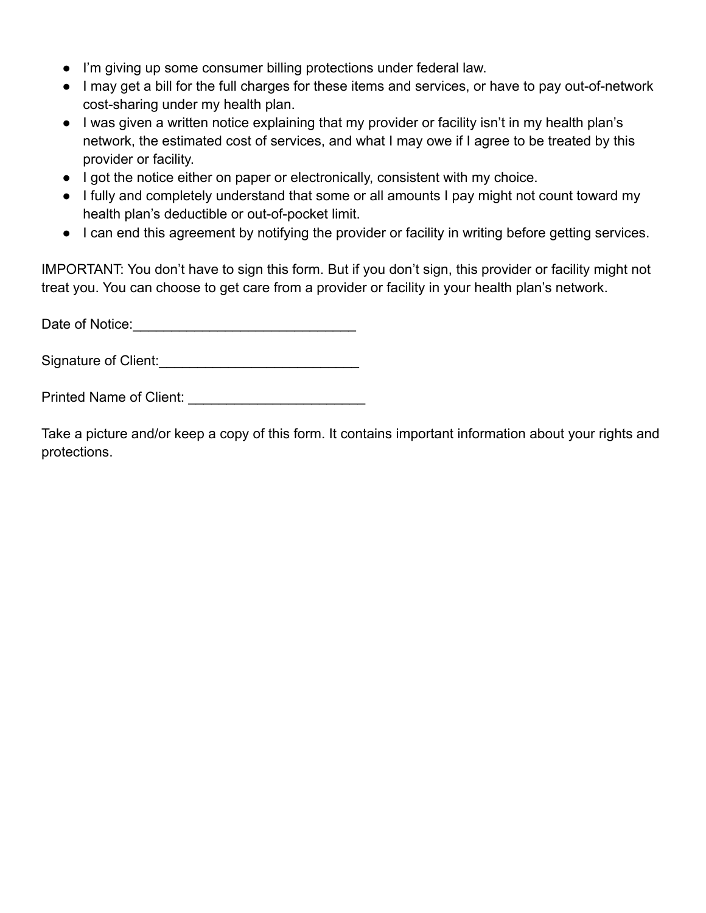- I'm giving up some consumer billing protections under federal law.
- I may get a bill for the full charges for these items and services, or have to pay out-of-network cost-sharing under my health plan.
- I was given a written notice explaining that my provider or facility isn't in my health plan's network, the estimated cost of services, and what I may owe if I agree to be treated by this provider or facility.
- I got the notice either on paper or electronically, consistent with my choice.
- I fully and completely understand that some or all amounts I pay might not count toward my health plan's deductible or out-of-pocket limit.
- I can end this agreement by notifying the provider or facility in writing before getting services.

IMPORTANT: You don't have to sign this form. But if you don't sign, this provider or facility might not treat you. You can choose to get care from a provider or facility in your health plan's network.

Date of Notice:____________________________

Signature of Client:__________________________

Printed Name of Client: _______________________

Take a picture and/or keep a copy of this form. It contains important information about your rights and protections.